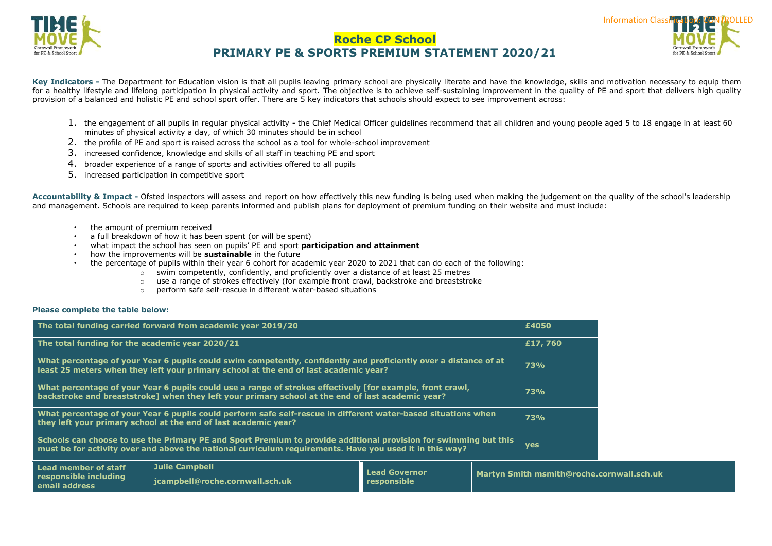Information Classification: CONTROLLED

# Roche CP School

## PRIMARY PE & SPORTS PREMIUM STATEMENT 2020/21

**Key Indicators -** The Department for Education vision is that all pupils leaving primary school are physically literate and have the knowledge, skills and motivation necessary to equip them for a healthy lifestyle and lifelong participation in physical activity and sport. The objective is to achieve self-sustaining improvement in the quality of PE and sport that delivers high quality provision of a balanced and holistic PE and school sport offer. There are 5 key indicators that schools should expect to see improvement across:

1. the engagement of all pupils in regular physical activity - the Chief Medical Officer guidelines recommend that all children and young people aged 5 to 18 engage in at least 60 minutes of physical activity a day, of which 30 minutes should be in school
2. the profile of PE and sport is raised across the school as a tool for whole-school improvement
3. increased confidence, knowledge and skills of all staff in teaching PE and sport
4. broader experience of a range of sports and activities offered to all pupils
5. increased participation in competitive sport

**Accountability & Impact -** Ofsted inspectors will assess and report on how effectively this new funding is being used when making the judgement on the quality of the school's leadership and management. Schools are required to keep parents informed and publish plans for deployment of premium funding on their website and must include:

- the amount of premium received
- a full breakdown of how it has been spent (or will be spent)
- what impact the school has seen on pupils' PE and sport **participation and attainment**
- how the improvements will be **sustainable** in the future
- the percentage of pupils within their year 6 cohort for academic year 2020 to 2021 that can do each of the following:
    - swim competently, confidently, and proficiently over a distance of at least 25 metres
    - use a range of strokes effectively (for example front crawl, backstroke and breaststroke
    - perform safe self-rescue in different water-based situations

**Please complete the table below:**

| | |
|---|---|
| **The total funding carried forward from academic year 2019/20** | **£4050** |
| **The total funding for the academic year 2020/21** | **£17, 760** |
| **What percentage of your Year 6 pupils could swim competently, confidently and proficiently over a distance of at least 25 meters when they left your primary school at the end of last academic year?** | **73%** |
| **What percentage of your Year 6 pupils could use a range of strokes effectively [for example, front crawl, backstroke and breaststroke] when they left your primary school at the end of last academic year?** | **73%** |
| **What percentage of your Year 6 pupils could perform safe self-rescue in different water-based situations when they left your primary school at the end of last academic year?** | **73%** |
| **Schools can choose to use the Primary PE and Sport Premium to provide additional provision for swimming but this must be for activity over and above the national curriculum requirements. Have you used it in this way?** | **yes** |

| | | | |
|---|---|---|---|
| **Lead member of staff responsible including email address** | **Julie Campbell** **jcampbell@roche.cornwall.sch.uk** | **Lead Governor responsible** | **Martyn Smith msmith@roche.cornwall.sch.uk** |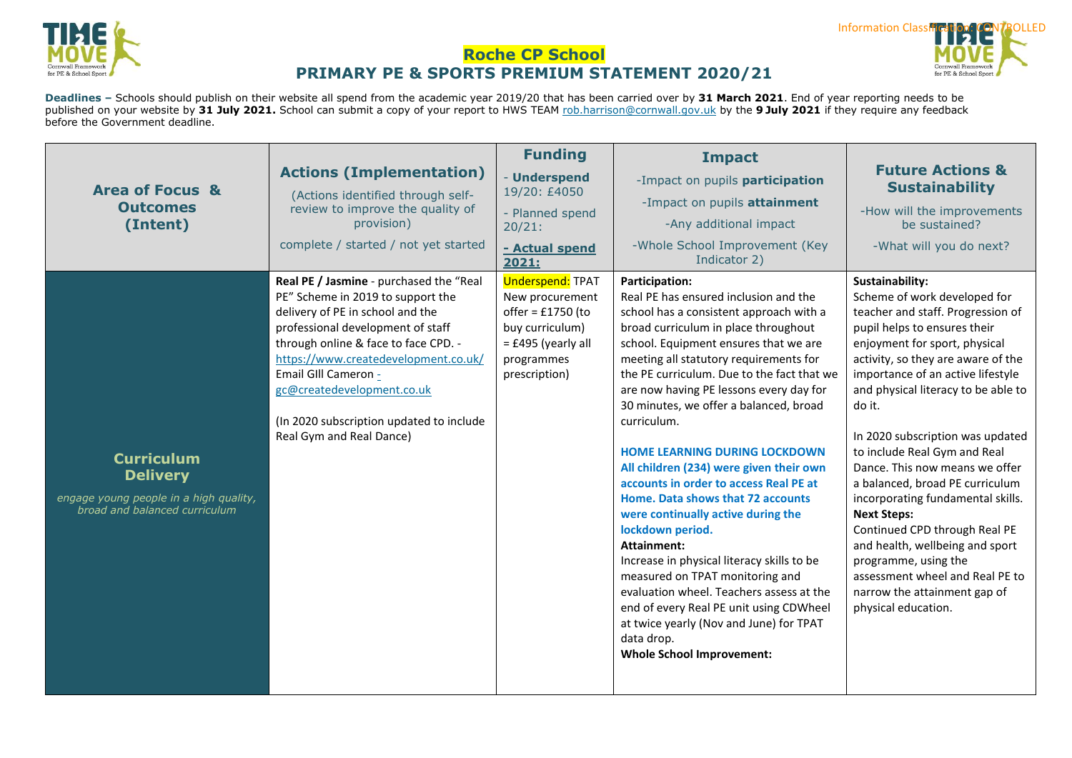# Roche CP School

## PRIMARY PE & SPORTS PREMIUM STATEMENT 2020/21

**Deadlines –** Schools should publish on their website all spend from the academic year 2019/20 that has been carried over by **31 March 2021**. End of year reporting needs to be published on your website by **31 July 2021.** School can submit a copy of your report to HWS TEAM rob.harrison@cornwall.gov.uk by the **9 July 2021** if they require any feedback before the Government deadline.

| **Area of Focus & Outcomes (Intent)** | **Actions (Implementation)** (Actions identified through self-review to improve the quality of provision) complete / started / not yet started | **Funding** - **Underspend** 19/20: £4050 - Planned spend 20/21: **- Actual spend 2021:** | **Impact** -Impact on pupils **participation** -Impact on pupils **attainment** -Any additional impact -Whole School Improvement (Key Indicator 2) | **Future Actions & Sustainability** -How will the improvements be sustained? -What will you do next? |
|---|---|---|---|---|
| **Curriculum Delivery** *engage young people in a high quality, broad and balanced curriculum* | **Real PE / Jasmine** - purchased the "Real PE" Scheme in 2019 to support the delivery of PE in school and the professional development of staff through online & face to face CPD. - https://www.createdevelopment.co.uk/ Email GIll Cameron - gc@createdevelopment.co.uk<br><br>(In 2020 subscription updated to include Real Gym and Real Dance) | Underspend: TPAT New procurement offer = £1750 (to buy curriculum) = £495 (yearly all programmes prescription) | **Participation:**<br>Real PE has ensured inclusion and the school has a consistent approach with a broad curriculum in place throughout school. Equipment ensures that we are meeting all statutory requirements for the PE curriculum. Due to the fact that we are now having PE lessons every day for 30 minutes, we offer a balanced, broad curriculum.<br><br>**HOME LEARNING DURING LOCKDOWN All children (234) were given their own accounts in order to access Real PE at Home. Data shows that 72 accounts were continually active during the lockdown period.**<br>**Attainment:**<br>Increase in physical literacy skills to be measured on TPAT monitoring and evaluation wheel. Teachers assess at the end of every Real PE unit using CDWheel at twice yearly (Nov and June) for TPAT data drop.<br>**Whole School Improvement:** | **Sustainability:**<br>Scheme of work developed for teacher and staff. Progression of pupil helps to ensures their enjoyment for sport, physical activity, so they are aware of the importance of an active lifestyle and physical literacy to be able to do it.<br><br>In 2020 subscription was updated to include Real Gym and Real Dance. This now means we offer a balanced, broad PE curriculum incorporating fundamental skills.<br>**Next Steps:**<br>Continued CPD through Real PE and health, wellbeing and sport programme, using the assessment wheel and Real PE to narrow the attainment gap of physical education. |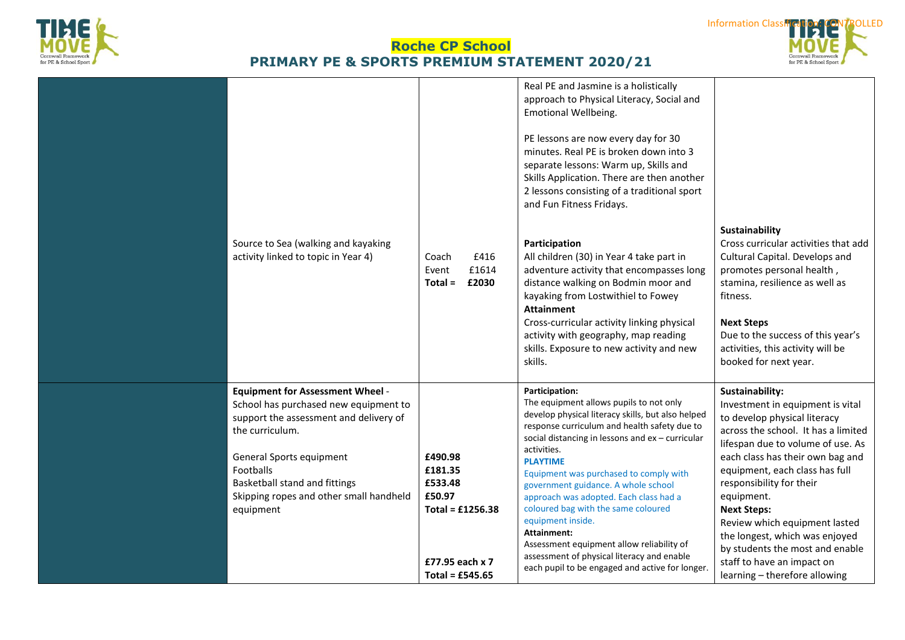## Roche CP School

## PRIMARY PE & SPORTS PREMIUM STATEMENT 2020/21

| | | | | |
|---|---|---|---|---|
| | Source to Sea (walking and kayaking activity linked to topic in Year 4) | Coach £416<br>Event £1614<br>**Total = £2030** | Real PE and Jasmine is a holistically approach to Physical Literacy, Social and Emotional Wellbeing.<br><br>PE lessons are now every day for 30 minutes. Real PE is broken down into 3 separate lessons: Warm up, Skills and Skills Application. There are then another 2 lessons consisting of a traditional sport and Fun Fitness Fridays.<br><br>**Participation**<br>All children (30) in Year 4 take part in adventure activity that encompasses long distance walking on Bodmin moor and kayaking from Lostwithiel to Fowey<br>**Attainment**<br>Cross-curricular activity linking physical activity with geography, map reading skills. Exposure to new activity and new skills. | **Sustainability**<br>Cross curricular activities that add Cultural Capital. Develops and promotes personal health , stamina, resilience as well as fitness.<br><br>**Next Steps**<br>Due to the success of this year's activities, this activity will be booked for next year. |
| | **Equipment for Assessment Wheel** - School has purchased new equipment to support the assessment and delivery of the curriculum.<br><br>General Sports equipment<br>Footballs<br>Basketball stand and fittings<br>Skipping ropes and other small handheld equipment | **£490.98**<br>**£181.35**<br>**£533.48**<br>**£50.97**<br>**Total = £1256.38**<br><br>**£77.95 each x 7**<br>**Total = £545.65** | **Participation:**<br>The equipment allows pupils to not only develop physical literacy skills, but also helped response curriculum and health safety due to social distancing in lessons and ex – curricular activities.<br>**PLAYTIME**<br>Equipment was purchased to comply with government guidance. A whole school approach was adopted. Each class had a coloured bag with the same coloured equipment inside.<br>**Attainment:**<br>Assessment equipment allow reliability of assessment of physical literacy and enable each pupil to be engaged and active for longer. | **Sustainability:**<br>Investment in equipment is vital to develop physical literacy across the school. It has a limited lifespan due to volume of use. As each class has their own bag and equipment, each class has full responsibility for their equipment.<br>**Next Steps:**<br>Review which equipment lasted the longest, which was enjoyed by students the most and enable staff to have an impact on learning – therefore allowing |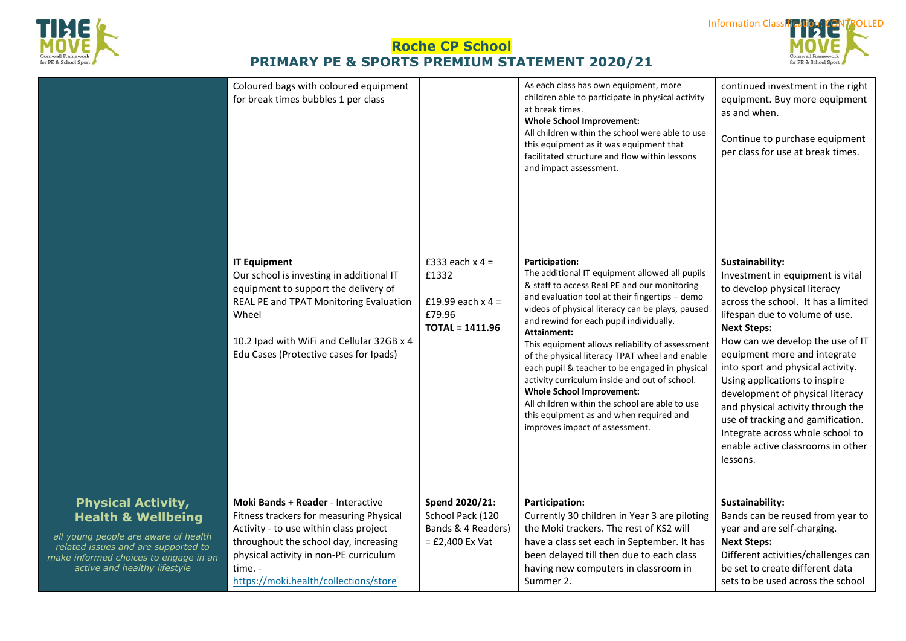# Roche CP School

## PRIMARY PE & SPORTS PREMIUM STATEMENT 2020/21

| | | | | |
|---|---|---|---|---|
| | Coloured bags with coloured equipment for break times bubbles 1 per class | | As each class has own equipment, more children able to participate in physical activity at break times.<br>**Whole School Improvement:**<br>All children within the school were able to use this equipment as it was equipment that facilitated structure and flow within lessons and impact assessment. | continued investment in the right equipment. Buy more equipment as and when.<br><br>Continue to purchase equipment per class for use at break times. |
| | **IT Equipment**<br>Our school is investing in additional IT equipment to support the delivery of REAL PE and TPAT Monitoring Evaluation Wheel<br><br>10.2 Ipad with WiFi and Cellular 32GB x 4<br>Edu Cases (Protective cases for Ipads) | £333 each x 4 = £1332<br><br>£19.99 each x 4 = £79.96<br>**TOTAL = 1411.96** | **Participation:**<br>The additional IT equipment allowed all pupils & staff to access Real PE and our monitoring and evaluation tool at their fingertips – demo videos of physical literacy can be plays, paused and rewind for each pupil individually.<br>**Attainment:**<br>This equipment allows reliability of assessment of the physical literacy TPAT wheel and enable each pupil & teacher to be engaged in physical activity curriculum inside and out of school.<br>**Whole School Improvement:**<br>All children within the school are able to use this equipment as and when required and improves impact of assessment. | **Sustainability:**<br>Investment in equipment is vital to develop physical literacy across the school. It has a limited lifespan due to volume of use.<br>**Next Steps:**<br>How can we develop the use of IT equipment more and integrate into sport and physical activity. Using applications to inspire development of physical literacy and physical activity through the use of tracking and gamification. Integrate across whole school to enable active classrooms in other lessons. |
| **Physical Activity, Health & Wellbeing**<br>*all young people are aware of health related issues and are supported to make informed choices to engage in an active and healthy lifestyle* | **Moki Bands + Reader** - Interactive Fitness trackers for measuring Physical Activity - to use within class project throughout the school day, increasing physical activity in non-PE curriculum time. - https://moki.health/collections/store | **Spend 2020/21:**<br>School Pack (120 Bands & 4 Readers) = £2,400 Ex Vat | **Participation:**<br>Currently 30 children in Year 3 are piloting the Moki trackers. The rest of KS2 will have a class set each in September. It has been delayed till then due to each class having new computers in classroom in Summer 2. | **Sustainability:**<br>Bands can be reused from year to year and are self-charging.<br>**Next Steps:**<br>Different activities/challenges can be set to create different data sets to be used across the school |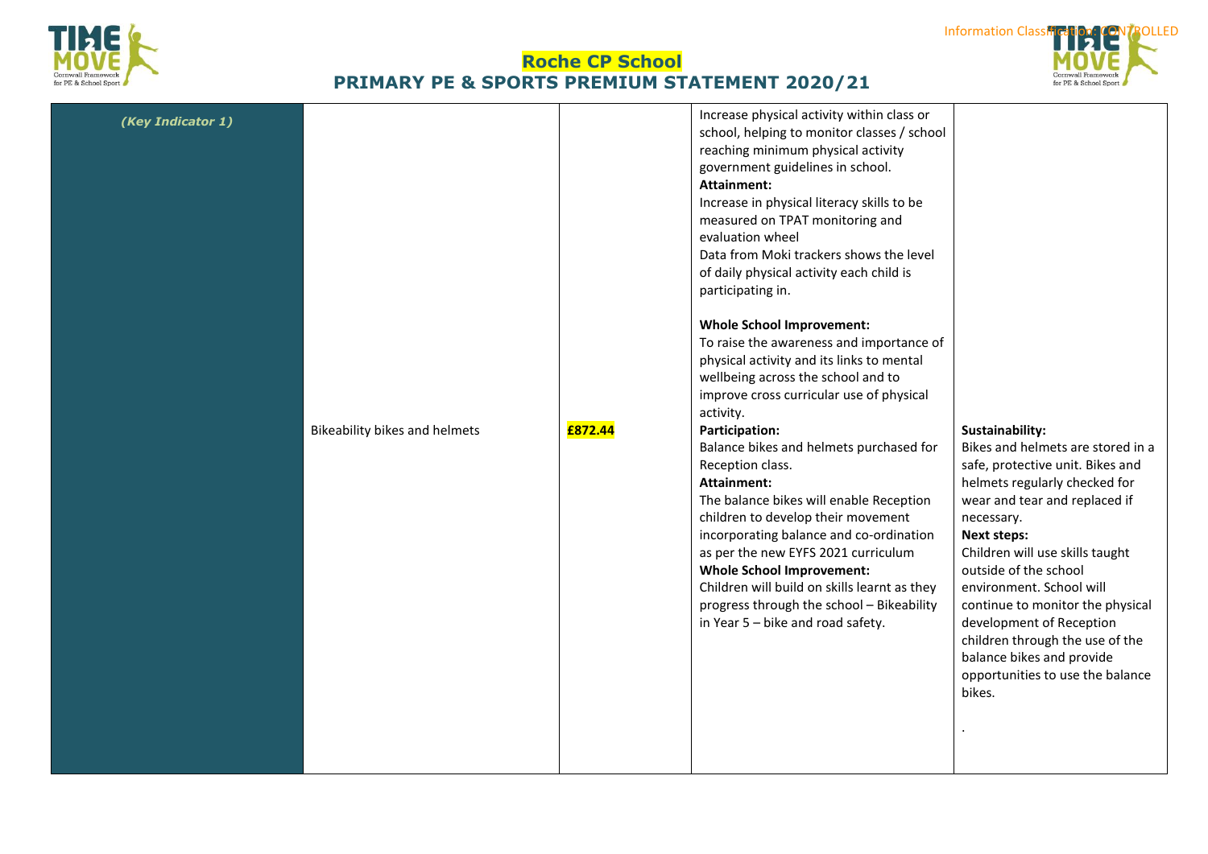## Roche CP School

## PRIMARY PE & SPORTS PREMIUM STATEMENT 2020/21

| | | | | |
|---|---|---|---|---|
| *(Key Indicator 1)* | | | Increase physical activity within class or school, helping to monitor classes / school reaching minimum physical activity government guidelines in school.<br>**Attainment:**<br>Increase in physical literacy skills to be measured on TPAT monitoring and evaluation wheel<br>Data from Moki trackers shows the level of daily physical activity each child is participating in.<br><br>**Whole School Improvement:**<br>To raise the awareness and importance of physical activity and its links to mental wellbeing across the school and to improve cross curricular use of physical activity. | |
| | Bikeability bikes and helmets | **£872.44** | **Participation:**<br>Balance bikes and helmets purchased for Reception class.<br>**Attainment:**<br>The balance bikes will enable Reception children to develop their movement incorporating balance and co-ordination as per the new EYFS 2021 curriculum<br>**Whole School Improvement:**<br>Children will build on skills learnt as they progress through the school – Bikeability in Year 5 – bike and road safety. | **Sustainability:**<br>Bikes and helmets are stored in a safe, protective unit. Bikes and helmets regularly checked for wear and tear and replaced if necessary.<br>**Next steps:**<br>Children will use skills taught outside of the school environment. School will continue to monitor the physical development of Reception children through the use of the balance bikes and provide opportunities to use the balance bikes.<br><br>. |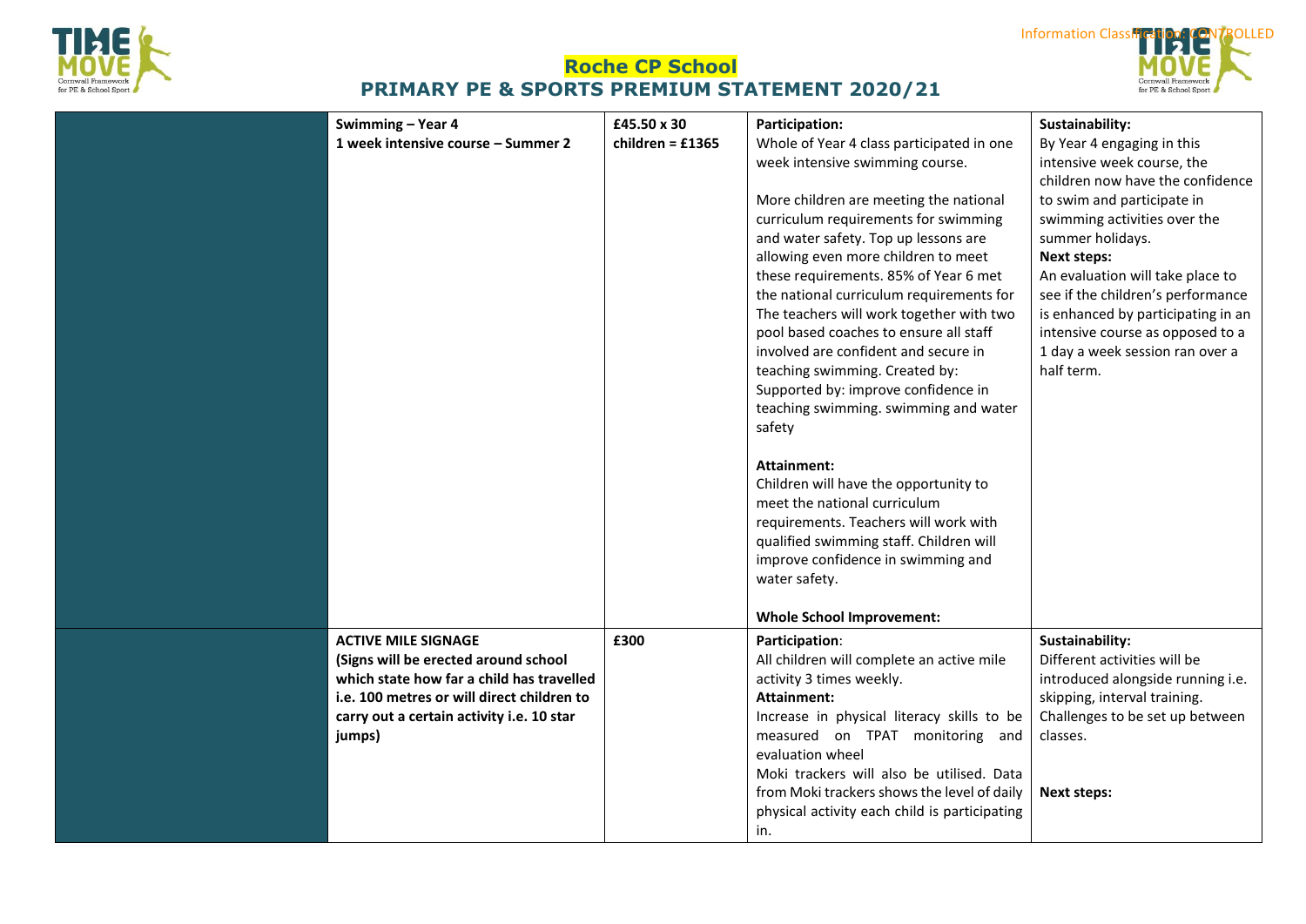## Roche CP School

## PRIMARY PE & SPORTS PREMIUM STATEMENT 2020/21

| | | | | |
|---|---|---|---|---|
| | **Swimming – Year 4**<br>**1 week intensive course – Summer 2** | **£45.50 x 30 children = £1365** | **Participation:**<br>Whole of Year 4 class participated in one week intensive swimming course.<br><br>More children are meeting the national curriculum requirements for swimming and water safety. Top up lessons are allowing even more children to meet these requirements. 85% of Year 6 met the national curriculum requirements for The teachers will work together with two pool based coaches to ensure all staff involved are confident and secure in teaching swimming. Created by: Supported by: improve confidence in teaching swimming. swimming and water safety<br><br>**Attainment:**<br>Children will have the opportunity to meet the national curriculum requirements. Teachers will work with qualified swimming staff. Children will improve confidence in swimming and water safety.<br><br>**Whole School Improvement:** | **Sustainability:**<br>By Year 4 engaging in this intensive week course, the children now have the confidence to swim and participate in swimming activities over the summer holidays.<br>**Next steps:**<br>An evaluation will take place to see if the children's performance is enhanced by participating in an intensive course as opposed to a 1 day a week session ran over a half term. |
| | **ACTIVE MILE SIGNAGE**<br>**(Signs will be erected around school which state how far a child has travelled i.e. 100 metres or will direct children to carry out a certain activity i.e. 10 star jumps)** | **£300** | **Participation:**<br>All children will complete an active mile activity 3 times weekly.<br>**Attainment:**<br>Increase in physical literacy skills to be measured on TPAT monitoring and evaluation wheel<br>Moki trackers will also be utilised. Data from Moki trackers shows the level of daily physical activity each child is participating in. | **Sustainability:**<br>Different activities will be introduced alongside running i.e. skipping, interval training. Challenges to be set up between classes.<br><br>**Next steps:** |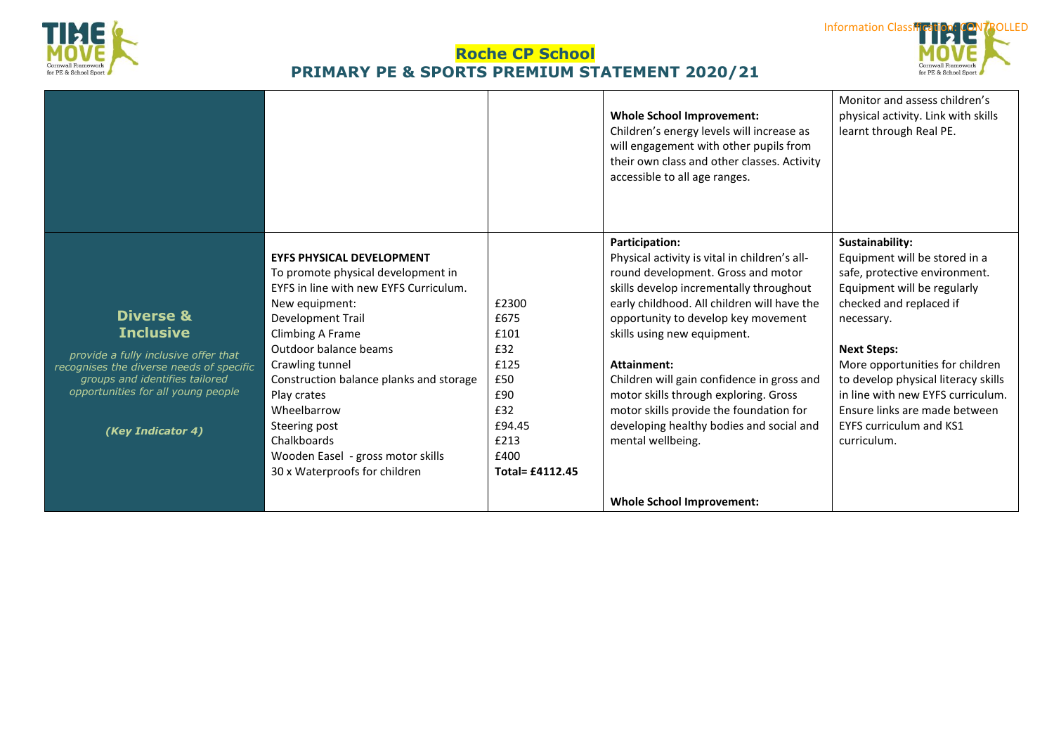## Roche CP School

## PRIMARY PE & SPORTS PREMIUM STATEMENT 2020/21

| | | | | |
|---|---|---|---|---|
| | | | **Whole School Improvement:**<br>Children's energy levels will increase as will engagement with other pupils from their own class and other classes. Activity accessible to all age ranges. | Monitor and assess children's physical activity. Link with skills learnt through Real PE. |
| **Diverse & Inclusive**<br>*provide a fully inclusive offer that recognises the diverse needs of specific groups and identifies tailored opportunities for all young people*<br>***(Key Indicator 4)*** | **EYFS PHYSICAL DEVELOPMENT**<br>To promote physical development in EYFS in line with new EYFS Curriculum.<br>New equipment:<br>Development Trail<br>Climbing A Frame<br>Outdoor balance beams<br>Crawling tunnel<br>Construction balance planks and storage<br>Play crates<br>Wheelbarrow<br>Steering post<br>Chalkboards<br>Wooden Easel - gross motor skills<br>30 x Waterproofs for children | <br><br><br>£2300<br>£675<br>£101<br>£32<br>£125<br>£50<br>£90<br>£32<br>£94.45<br>£213<br>£400<br>**Total= £4112.45** | **Participation:**<br>Physical activity is vital in children's all-round development. Gross and motor skills develop incrementally throughout early childhood. All children will have the opportunity to develop key movement skills using new equipment.<br><br>**Attainment:**<br>Children will gain confidence in gross and motor skills through exploring. Gross motor skills provide the foundation for developing healthy bodies and social and mental wellbeing.<br><br>**Whole School Improvement:** | **Sustainability:**<br>Equipment will be stored in a safe, protective environment. Equipment will be regularly checked and replaced if necessary.<br><br>**Next Steps:**<br>More opportunities for children to develop physical literacy skills in line with new EYFS curriculum. Ensure links are made between EYFS curriculum and KS1 curriculum. |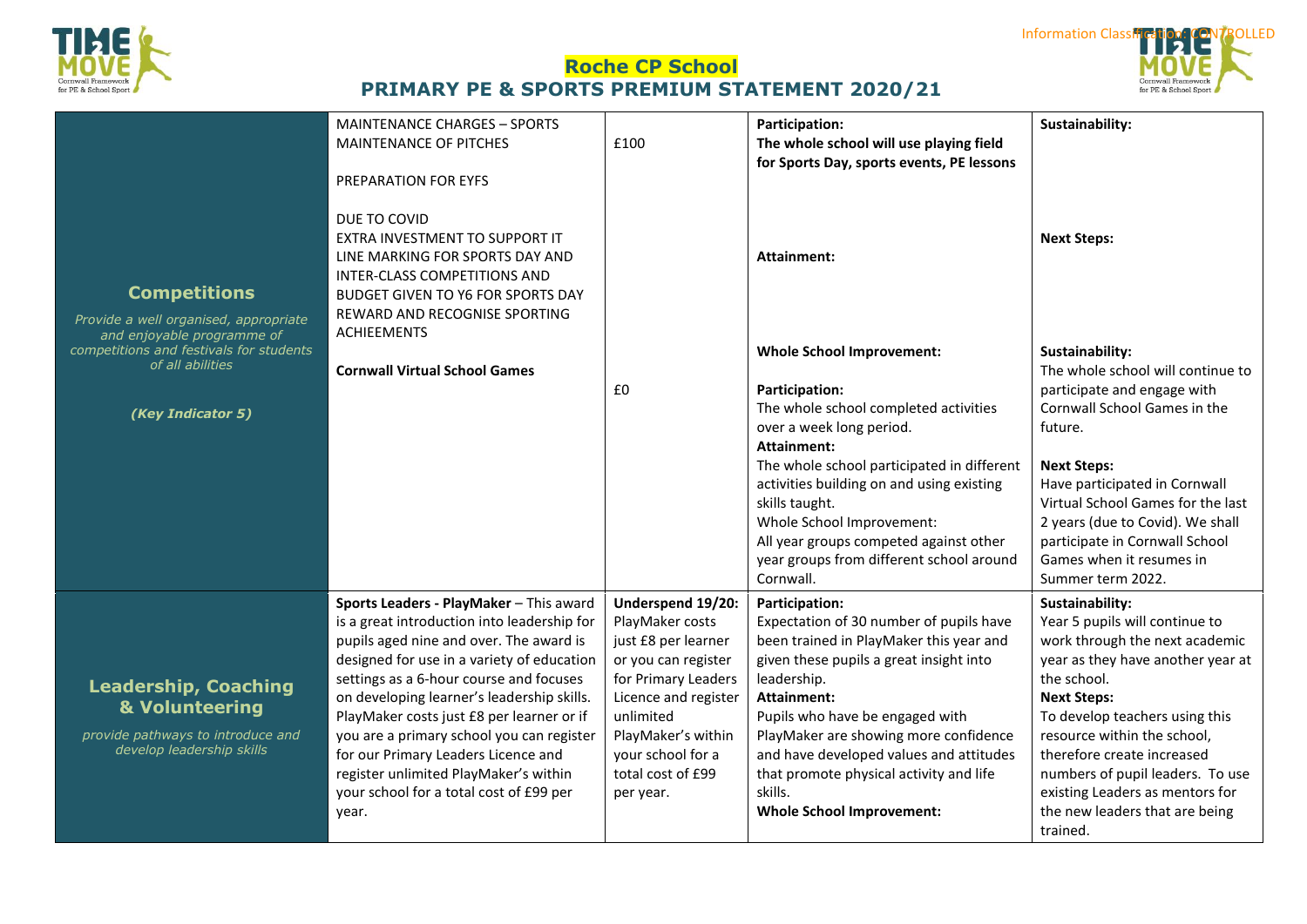# Roche CP School

## PRIMARY PE & SPORTS PREMIUM STATEMENT 2020/21

| | | | | |
|---|---|---|---|---|
| **Competitions**<br><br>*Provide a well organised, appropriate and enjoyable programme of competitions and festivals for students of all abilities*<br><br>***(Key Indicator 5)*** | MAINTENANCE CHARGES – SPORTS MAINTENANCE OF PITCHES<br><br>PREPARATION FOR EYFS<br><br>DUE TO COVID<br>EXTRA INVESTMENT TO SUPPORT IT<br>LINE MARKING FOR SPORTS DAY AND INTER-CLASS COMPETITIONS AND BUDGET GIVEN TO Y6 FOR SPORTS DAY REWARD AND RECOGNISE SPORTING ACHIEEMENTS<br><br>**Cornwall Virtual School Games** | £100<br><br><br><br><br><br><br><br><br><br>£0 | **Participation:**<br>**The whole school will use playing field for Sports Day, sports events, PE lessons**<br><br>**Attainment:**<br><br>**Whole School Improvement:**<br><br>**Participation:**<br>The whole school completed activities over a week long period.<br>**Attainment:**<br>The whole school participated in different activities building on and using existing skills taught.<br>Whole School Improvement:<br>All year groups competed against other year groups from different school around Cornwall. | **Sustainability:**<br><br>**Next Steps:**<br><br>**Sustainability:**<br>The whole school will continue to participate and engage with Cornwall School Games in the future.<br><br>**Next Steps:**<br>Have participated in Cornwall Virtual School Games for the last 2 years (due to Covid). We shall participate in Cornwall School Games when it resumes in Summer term 2022. |
| **Leadership, Coaching & Volunteering**<br><br>*provide pathways to introduce and develop leadership skills* | **Sports Leaders - PlayMaker** – This award is a great introduction into leadership for pupils aged nine and over. The award is designed for use in a variety of education settings as a 6-hour course and focuses on developing learner's leadership skills. PlayMaker costs just £8 per learner or if you are a primary school you can register for our Primary Leaders Licence and register unlimited PlayMaker's within your school for a total cost of £99 per year. | **Underspend 19/20:**<br>PlayMaker costs just £8 per learner or you can register for Primary Leaders Licence and register unlimited PlayMaker's within your school for a total cost of £99 per year. | **Participation:**<br>Expectation of 30 number of pupils have been trained in PlayMaker this year and given these pupils a great insight into leadership.<br>**Attainment:**<br>Pupils who have be engaged with PlayMaker are showing more confidence and have developed values and attitudes that promote physical activity and life skills.<br>**Whole School Improvement:** | **Sustainability:**<br>Year 5 pupils will continue to work through the next academic year as they have another year at the school.<br>**Next Steps:**<br>To develop teachers using this resource within the school, therefore create increased numbers of pupil leaders. To use existing Leaders as mentors for the new leaders that are being trained. |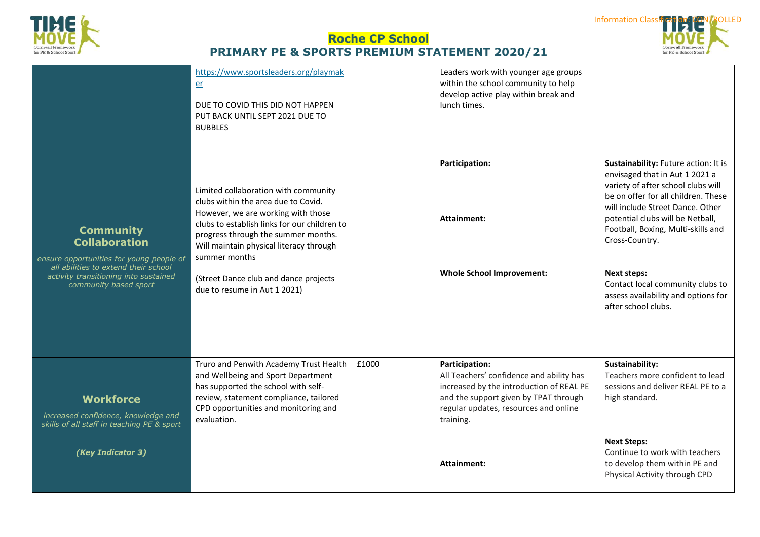# Roche CP School

## PRIMARY PE & SPORTS PREMIUM STATEMENT 2020/21

| | | | | |
|---|---|---|---|---|
| | https://www.sportsleaders.org/playmaker<br><br>DUE TO COVID THIS DID NOT HAPPEN PUT BACK UNTIL SEPT 2021 DUE TO BUBBLES | | Leaders work with younger age groups within the school community to help develop active play within break and lunch times. | |
| **Community Collaboration**<br>*ensure opportunities for young people of all abilities to extend their school activity transitioning into sustained community based sport* | Limited collaboration with community clubs within the area due to Covid. However, we are working with those clubs to establish links for our children to progress through the summer months. Will maintain physical literacy through summer months<br><br>(Street Dance club and dance projects due to resume in Aut 1 2021) | | **Participation:**<br><br>**Attainment:**<br><br>**Whole School Improvement:** | **Sustainability:** Future action: It is envisaged that in Aut 1 2021 a variety of after school clubs will be on offer for all children. These will include Street Dance. Other potential clubs will be Netball, Football, Boxing, Multi-skills and Cross-Country.<br><br>**Next steps:**<br>Contact local community clubs to assess availability and options for after school clubs. |
| **Workforce**<br>*increased confidence, knowledge and skills of all staff in teaching PE & sport*<br><br>***(Key Indicator 3)*** | Truro and Penwith Academy Trust Health and Wellbeing and Sport Department has supported the school with self-review, statement compliance, tailored CPD opportunities and monitoring and evaluation. | £1000 | **Participation:**<br>All Teachers' confidence and ability has increased by the introduction of REAL PE and the support given by TPAT through regular updates, resources and online training.<br><br>**Attainment:** | **Sustainability:**<br>Teachers more confident to lead sessions and deliver REAL PE to a high standard.<br><br>**Next Steps:**<br>Continue to work with teachers to develop them within PE and Physical Activity through CPD |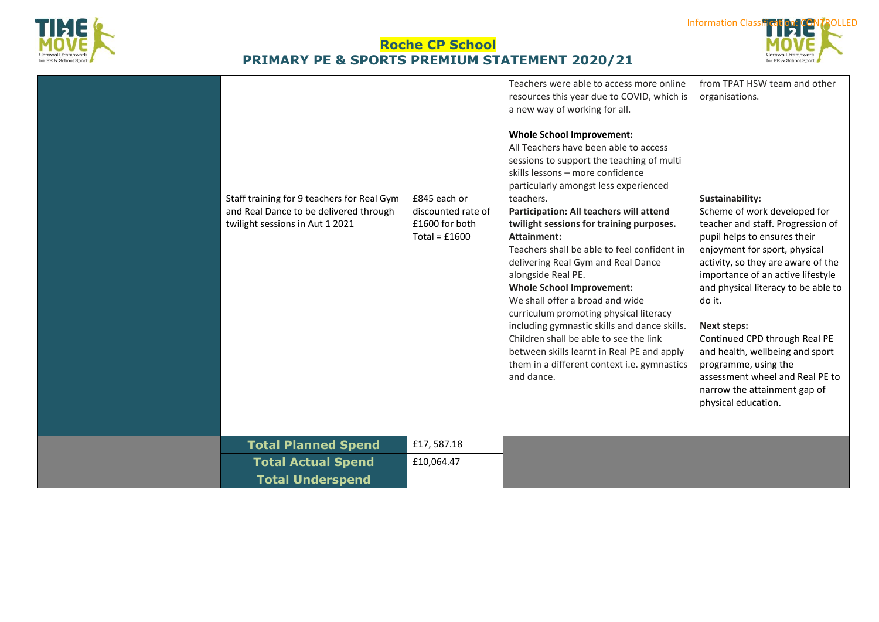## Roche CP School

## PRIMARY PE & SPORTS PREMIUM STATEMENT 2020/21

| | | | | |
|---|---|---|---|---|
| | Staff training for 9 teachers for Real Gym and Real Dance to be delivered through twilight sessions in Aut 1 2021 | £845 each or discounted rate of £1600 for both Total = £1600 | Teachers were able to access more online resources this year due to COVID, which is a new way of working for all.<br><br>**Whole School Improvement:**<br>All Teachers have been able to access sessions to support the teaching of multi skills lessons – more confidence particularly amongst less experienced teachers.<br>**Participation: All teachers will attend twilight sessions for training purposes.**<br>**Attainment:**<br>Teachers shall be able to feel confident in delivering Real Gym and Real Dance alongside Real PE.<br>**Whole School Improvement:**<br>We shall offer a broad and wide curriculum promoting physical literacy including gymnastic skills and dance skills. Children shall be able to see the link between skills learnt in Real PE and apply them in a different context i.e. gymnastics and dance. | from TPAT HSW team and other organisations.<br><br>**Sustainability:**<br>Scheme of work developed for teacher and staff. Progression of pupil helps to ensures their enjoyment for sport, physical activity, so they are aware of the importance of an active lifestyle and physical literacy to be able to do it.<br><br>**Next steps:**<br>Continued CPD through Real PE and health, wellbeing and sport programme, using the assessment wheel and Real PE to narrow the attainment gap of physical education. |
| | **Total Planned Spend** | £17, 587.18 | | |
| | **Total Actual Spend** | £10,064.47 | | |
| | **Total Underspend** | | | |